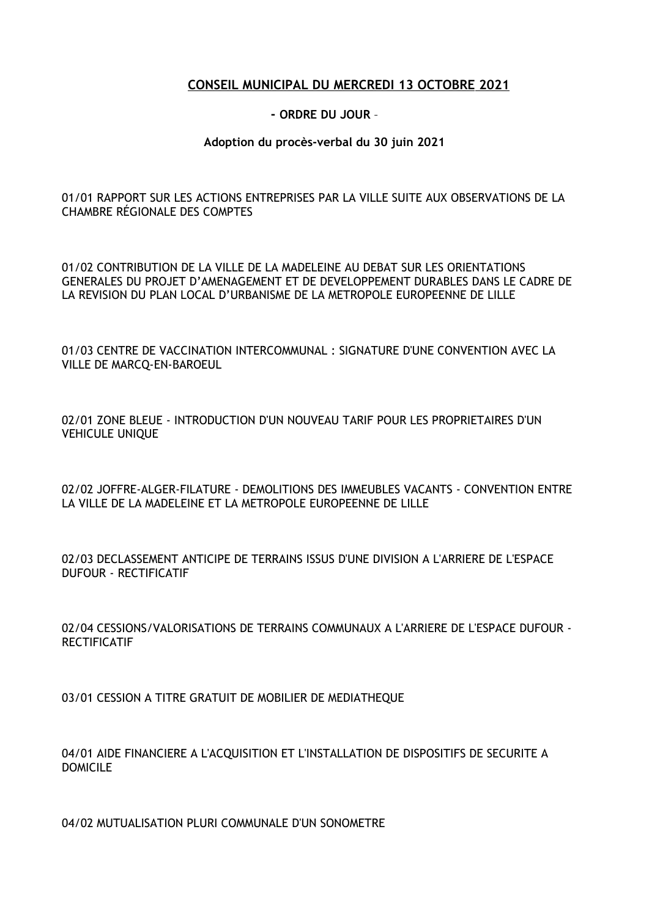# CONSEIL MUNICIPAL DU MERCREDI 13 OCTOBRE 2021

**- ORDRE DU JOUR –**

**Adoption du procès-verbal du 30 juin 2021**

01/01 RAPPORT SUR LES ACTIONS ENTREPRISES PAR LA VILLE SUITE AUX OBSERVATIONS DE LA CHAMBRE RÉGIONALE DES COMPTES

01/02 CONTRIBUTION DE LA VILLE DE LA MADELEINE AU DEBAT SUR LES ORIENTATIONS GENERALES DU PROJET D'AMENAGEMENT ET DE DEVELOPPEMENT DURABLES DANS LE CADRE DE LA REVISION DU PLAN LOCAL D'URBANISME DE LA METROPOLE EUROPEENNE DE LILLE

01/03 CENTRE DE VACCINATION INTERCOMMUNAL : SIGNATURE D'UNE CONVENTION AVEC LA VILLE DE MARCQ-EN-BAROEUL

02/01 ZONE BLEUE - INTRODUCTION D'UN NOUVEAU TARIF POUR LES PROPRIETAIRES D'UN VEHICULE UNIQUE

02/02 JOFFRE-ALGER-FILATURE - DEMOLITIONS DES IMMEUBLES VACANTS - CONVENTION ENTRE LA VILLE DE LA MADELEINE ET LA METROPOLE EUROPEENNE DE LILLE

02/03 DECLASSEMENT ANTICIPE DE TERRAINS ISSUS D'UNE DIVISION A L'ARRIERE DE L'ESPACE DUFOUR - RECTIFICATIF

02/04 CESSIONS/VALORISATIONS DE TERRAINS COMMUNAUX A L'ARRIERE DE L'ESPACE DUFOUR - RECTIFICATIF

03/01 CESSION A TITRE GRATUIT DE MOBILIER DE MEDIATHEQUE

04/01 AIDE FINANCIERE A L'ACQUISITION ET L'INSTALLATION DE DISPOSITIFS DE SECURITE A DOMICILE

04/02 MUTUALISATION PLURI COMMUNALE D'UN SONOMETRE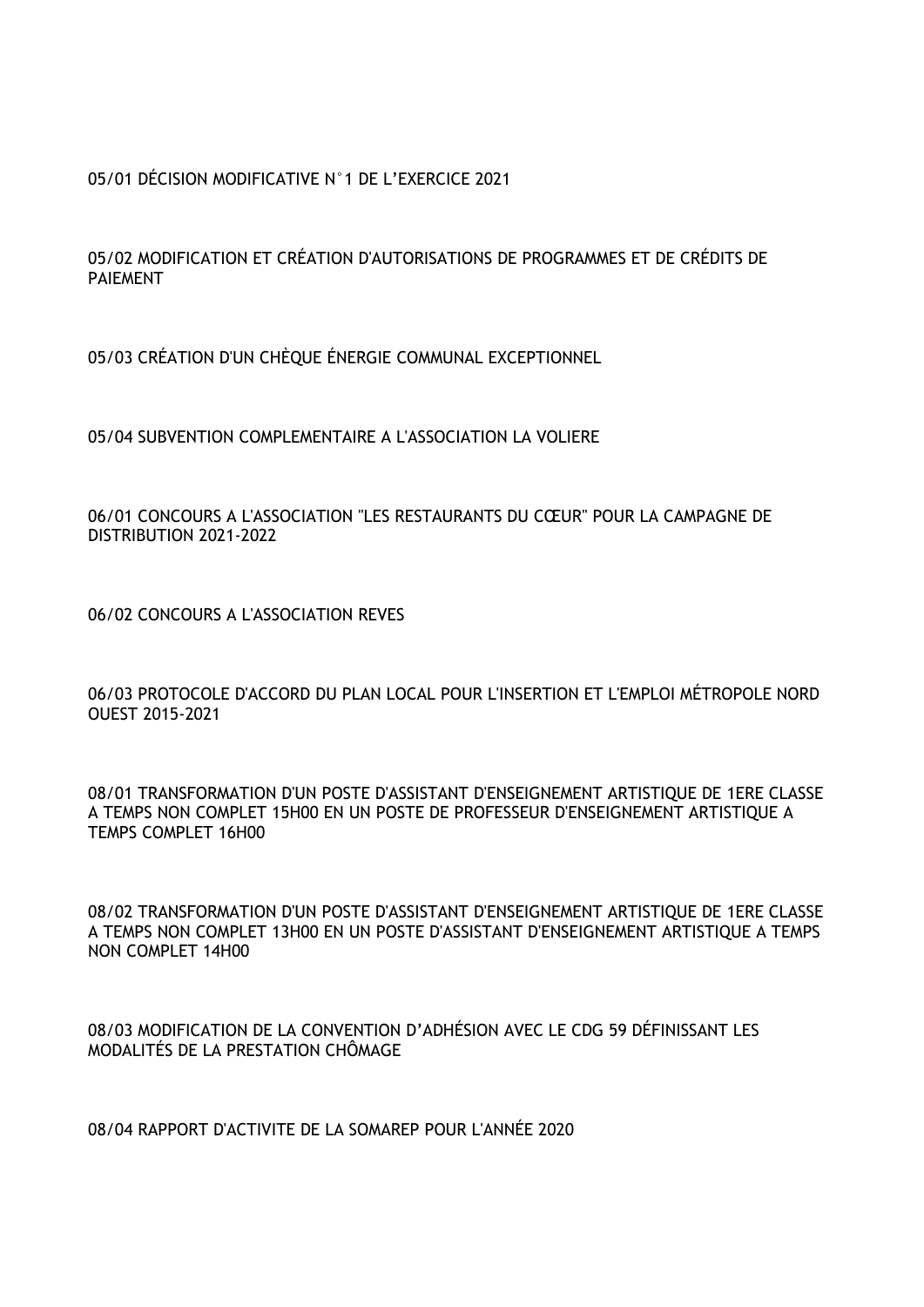05/01 DÉCISION MODIFICATIVE N°1 DE L'EXERCICE 2021

05/02 MODIFICATION ET CRÉATION D'AUTORISATIONS DE PROGRAMMES ET DE CRÉDITS DE PAIEMENT

05/03 CRÉATION D'UN CHÈQUE ÉNERGIE COMMUNAL EXCEPTIONNEL

05/04 SUBVENTION COMPLEMENTAIRE A L'ASSOCIATION LA VOLIERE

06/01 CONCOURS A L'ASSOCIATION "LES RESTAURANTS DU CŒUR" POUR LA CAMPAGNE DE DISTRIBUTION 2021-2022

06/02 CONCOURS A L'ASSOCIATION REVES

06/03 PROTOCOLE D'ACCORD DU PLAN LOCAL POUR L'INSERTION ET L'EMPLOI MÉTROPOLE NORD OUEST 2015-2021

08/01 TRANSFORMATION D'UN POSTE D'ASSISTANT D'ENSEIGNEMENT ARTISTIQUE DE 1ERE CLASSE A TEMPS NON COMPLET 15H00 EN UN POSTE DE PROFESSEUR D'ENSEIGNEMENT ARTISTIQUE A TEMPS COMPLET 16H00

08/02 TRANSFORMATION D'UN POSTE D'ASSISTANT D'ENSEIGNEMENT ARTISTIQUE DE 1ERE CLASSE A TEMPS NON COMPLET 13H00 EN UN POSTE D'ASSISTANT D'ENSEIGNEMENT ARTISTIQUE A TEMPS NON COMPLET 14H00

08/03 MODIFICATION DE LA CONVENTION D'ADHÉSION AVEC LE CDG 59 DÉFINISSANT LES MODALITÉS DE LA PRESTATION CHÔMAGE

08/04 RAPPORT D'ACTIVITE DE LA SOMAREP POUR L'ANNÉE 2020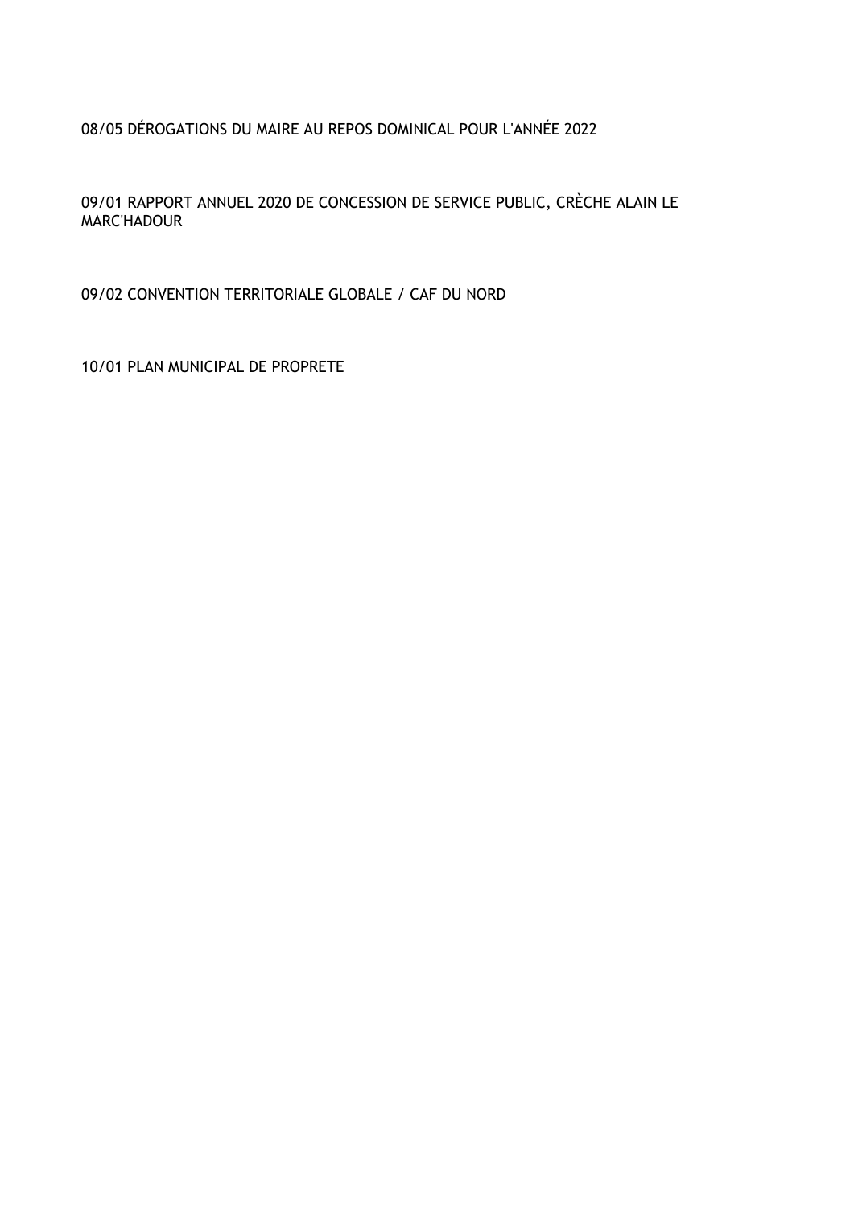08/05 DÉROGATIONS DU MAIRE AU REPOS DOMINICAL POUR L'ANNÉE 2022

09/01 RAPPORT ANNUEL 2020 DE CONCESSION DE SERVICE PUBLIC, CRÈCHE ALAIN LE MARC'HADOUR

09/02 CONVENTION TERRITORIALE GLOBALE / CAF DU NORD

10/01 PLAN MUNICIPAL DE PROPRETE